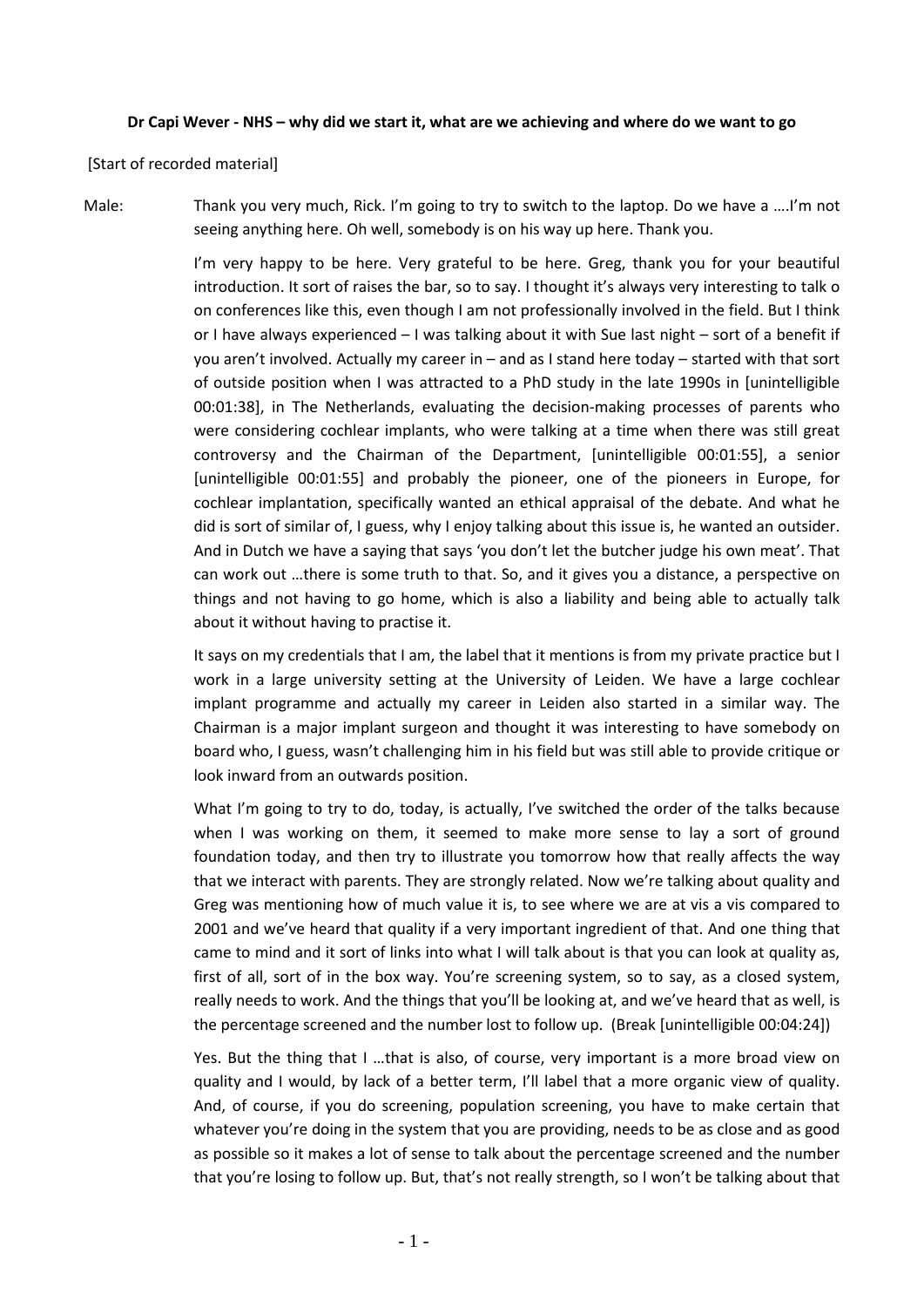**Dr Capi Wever - NHS – why did we start it, what are we achieving and where do we want to go**

[Start of recorded material]

Male: Thank you very much, Rick. I'm going to try to switch to the laptop. Do we have a ….I'm not seeing anything here. Oh well, somebody is on his way up here. Thank you.

I'm very happy to be here. Very grateful to be here. Greg, thank you for your beautiful introduction. It sort of raises the bar, so to say. I thought it's always very interesting to talk o on conferences like this, even though I am not professionally involved in the field. But I think or I have always experienced – I was talking about it with Sue last night – sort of a benefit if you aren't involved. Actually my career in – and as I stand here today – started with that sort of outside position when I was attracted to a PhD study in the late 1990s in [unintelligible 00:01:38], in The Netherlands, evaluating the decision-making processes of parents who were considering cochlear implants, who were talking at a time when there was still great controversy and the Chairman of the Department, [unintelligible 00:01:55], a senior [unintelligible 00:01:55] and probably the pioneer, one of the pioneers in Europe, for cochlear implantation, specifically wanted an ethical appraisal of the debate. And what he did is sort of similar of, I guess, why I enjoy talking about this issue is, he wanted an outsider. And in Dutch we have a saying that says 'you don't let the butcher judge his own meat'. That can work out …there is some truth to that. So, and it gives you a distance, a perspective on things and not having to go home, which is also a liability and being able to actually talk about it without having to practise it.

It says on my credentials that I am, the label that it mentions is from my private practice but I work in a large university setting at the University of Leiden. We have a large cochlear implant programme and actually my career in Leiden also started in a similar way. The Chairman is a major implant surgeon and thought it was interesting to have somebody on board who, I guess, wasn't challenging him in his field but was still able to provide critique or look inward from an outwards position.

What I'm going to try to do, today, is actually, I've switched the order of the talks because when I was working on them, it seemed to make more sense to lay a sort of ground foundation today, and then try to illustrate you tomorrow how that really affects the way that we interact with parents. They are strongly related. Now we're talking about quality and Greg was mentioning how of much value it is, to see where we are at vis a vis compared to 2001 and we've heard that quality if a very important ingredient of that. And one thing that came to mind and it sort of links into what I will talk about is that you can look at quality as, first of all, sort of in the box way. You're screening system, so to say, as a closed system, really needs to work. And the things that you'll be looking at, and we've heard that as well, is the percentage screened and the number lost to follow up. (Break [unintelligible 00:04:24])

Yes. But the thing that I …that is also, of course, very important is a more broad view on quality and I would, by lack of a better term, I'll label that a more organic view of quality. And, of course, if you do screening, population screening, you have to make certain that whatever you're doing in the system that you are providing, needs to be as close and as good as possible so it makes a lot of sense to talk about the percentage screened and the number that you're losing to follow up. But, that's not really strength, so I won't be talking about that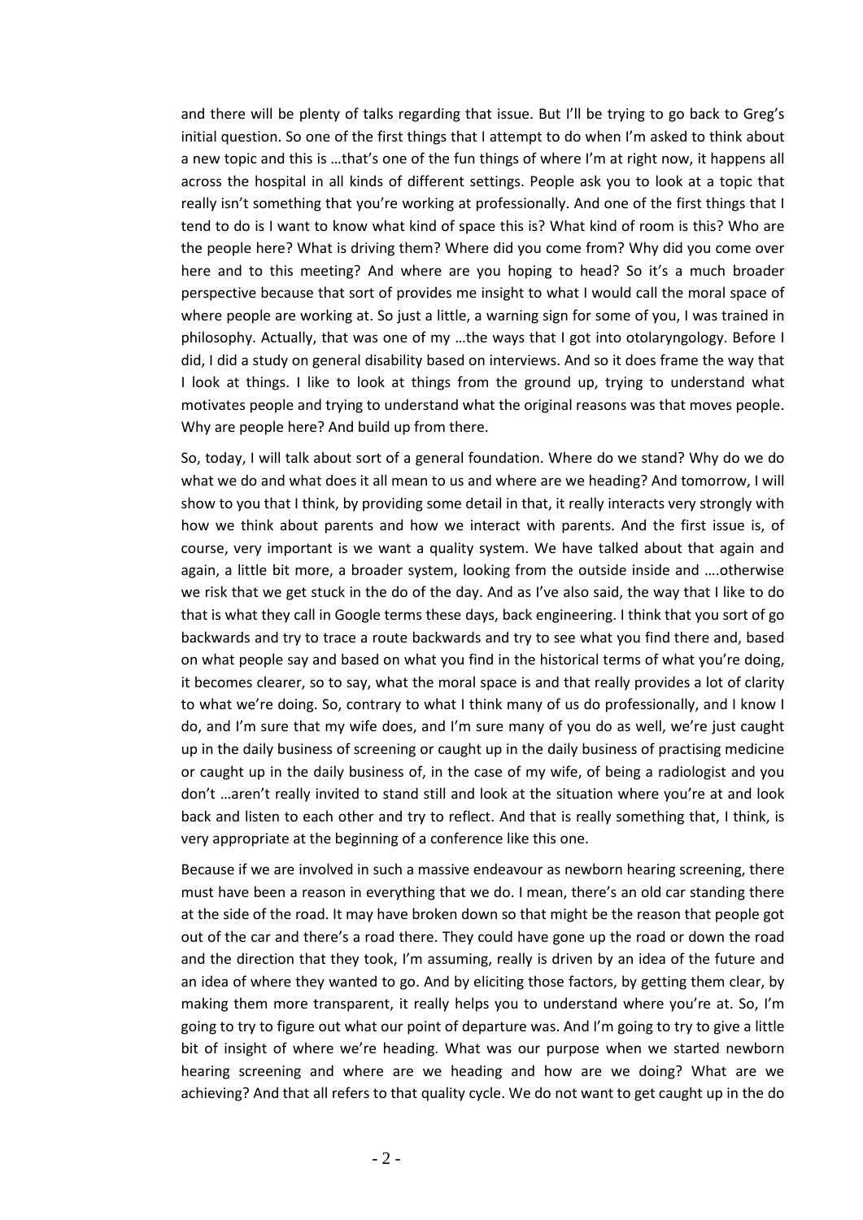and there will be plenty of talks regarding that issue. But I'll be trying to go back to Greg's initial question. So one of the first things that I attempt to do when I'm asked to think about a new topic and this is …that's one of the fun things of where I'm at right now, it happens all across the hospital in all kinds of different settings. People ask you to look at a topic that really isn't something that you're working at professionally. And one of the first things that I tend to do is I want to know what kind of space this is? What kind of room is this? Who are the people here? What is driving them? Where did you come from? Why did you come over here and to this meeting? And where are you hoping to head? So it's a much broader perspective because that sort of provides me insight to what I would call the moral space of where people are working at. So just a little, a warning sign for some of you, I was trained in philosophy. Actually, that was one of my …the ways that I got into otolaryngology. Before I did, I did a study on general disability based on interviews. And so it does frame the way that I look at things. I like to look at things from the ground up, trying to understand what motivates people and trying to understand what the original reasons was that moves people. Why are people here? And build up from there.

So, today, I will talk about sort of a general foundation. Where do we stand? Why do we do what we do and what does it all mean to us and where are we heading? And tomorrow, I will show to you that I think, by providing some detail in that, it really interacts very strongly with how we think about parents and how we interact with parents. And the first issue is, of course, very important is we want a quality system. We have talked about that again and again, a little bit more, a broader system, looking from the outside inside and ….otherwise we risk that we get stuck in the do of the day. And as I've also said, the way that I like to do that is what they call in Google terms these days, back engineering. I think that you sort of go backwards and try to trace a route backwards and try to see what you find there and, based on what people say and based on what you find in the historical terms of what you're doing, it becomes clearer, so to say, what the moral space is and that really provides a lot of clarity to what we're doing. So, contrary to what I think many of us do professionally, and I know I do, and I'm sure that my wife does, and I'm sure many of you do as well, we're just caught up in the daily business of screening or caught up in the daily business of practising medicine or caught up in the daily business of, in the case of my wife, of being a radiologist and you don't …aren't really invited to stand still and look at the situation where you're at and look back and listen to each other and try to reflect. And that is really something that, I think, is very appropriate at the beginning of a conference like this one.

Because if we are involved in such a massive endeavour as newborn hearing screening, there must have been a reason in everything that we do. I mean, there's an old car standing there at the side of the road. It may have broken down so that might be the reason that people got out of the car and there's a road there. They could have gone up the road or down the road and the direction that they took, I'm assuming, really is driven by an idea of the future and an idea of where they wanted to go. And by eliciting those factors, by getting them clear, by making them more transparent, it really helps you to understand where you're at. So, I'm going to try to figure out what our point of departure was. And I'm going to try to give a little bit of insight of where we're heading. What was our purpose when we started newborn hearing screening and where are we heading and how are we doing? What are we achieving? And that all refers to that quality cycle. We do not want to get caught up in the do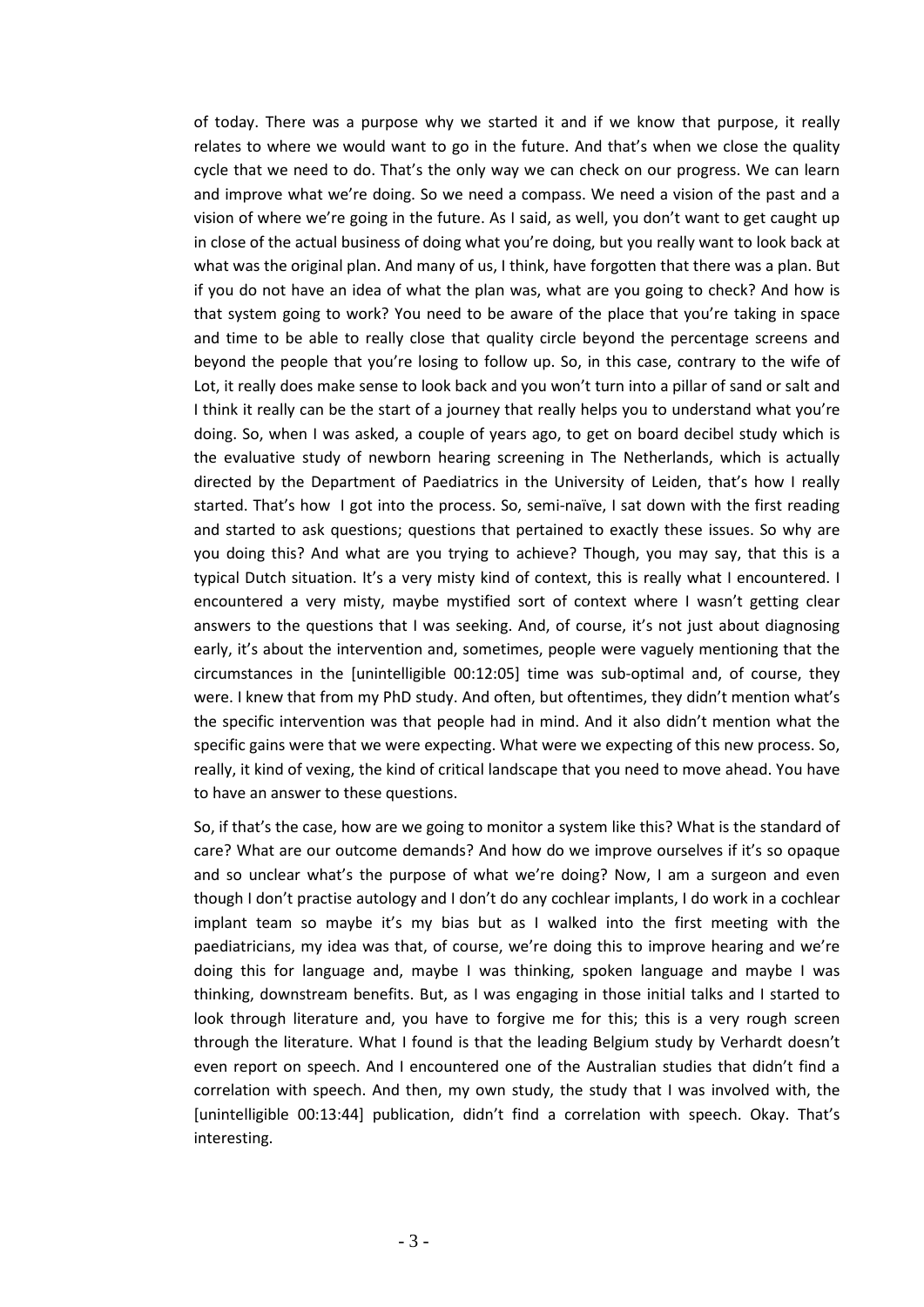of today. There was a purpose why we started it and if we know that purpose, it really relates to where we would want to go in the future. And that's when we close the quality cycle that we need to do. That's the only way we can check on our progress. We can learn and improve what we're doing. So we need a compass. We need a vision of the past and a vision of where we're going in the future. As I said, as well, you don't want to get caught up in close of the actual business of doing what you're doing, but you really want to look back at what was the original plan. And many of us, I think, have forgotten that there was a plan. But if you do not have an idea of what the plan was, what are you going to check? And how is that system going to work? You need to be aware of the place that you're taking in space and time to be able to really close that quality circle beyond the percentage screens and beyond the people that you're losing to follow up. So, in this case, contrary to the wife of Lot, it really does make sense to look back and you won't turn into a pillar of sand or salt and I think it really can be the start of a journey that really helps you to understand what you're doing. So, when I was asked, a couple of years ago, to get on board decibel study which is the evaluative study of newborn hearing screening in The Netherlands, which is actually directed by the Department of Paediatrics in the University of Leiden, that's how I really started. That's how I got into the process. So, semi-naïve, I sat down with the first reading and started to ask questions; questions that pertained to exactly these issues. So why are you doing this? And what are you trying to achieve? Though, you may say, that this is a typical Dutch situation. It's a very misty kind of context, this is really what I encountered. I encountered a very misty, maybe mystified sort of context where I wasn't getting clear answers to the questions that I was seeking. And, of course, it's not just about diagnosing early, it's about the intervention and, sometimes, people were vaguely mentioning that the circumstances in the [unintelligible 00:12:05] time was sub-optimal and, of course, they were. I knew that from my PhD study. And often, but oftentimes, they didn't mention what's the specific intervention was that people had in mind. And it also didn't mention what the specific gains were that we were expecting. What were we expecting of this new process. So, really, it kind of vexing, the kind of critical landscape that you need to move ahead. You have to have an answer to these questions.

So, if that's the case, how are we going to monitor a system like this? What is the standard of care? What are our outcome demands? And how do we improve ourselves if it's so opaque and so unclear what's the purpose of what we're doing? Now, I am a surgeon and even though I don't practise autology and I don't do any cochlear implants, I do work in a cochlear implant team so maybe it's my bias but as I walked into the first meeting with the paediatricians, my idea was that, of course, we're doing this to improve hearing and we're doing this for language and, maybe I was thinking, spoken language and maybe I was thinking, downstream benefits. But, as I was engaging in those initial talks and I started to look through literature and, you have to forgive me for this; this is a very rough screen through the literature. What I found is that the leading Belgium study by Verhardt doesn't even report on speech. And I encountered one of the Australian studies that didn't find a correlation with speech. And then, my own study, the study that I was involved with, the [unintelligible 00:13:44] publication, didn't find a correlation with speech. Okay. That's interesting.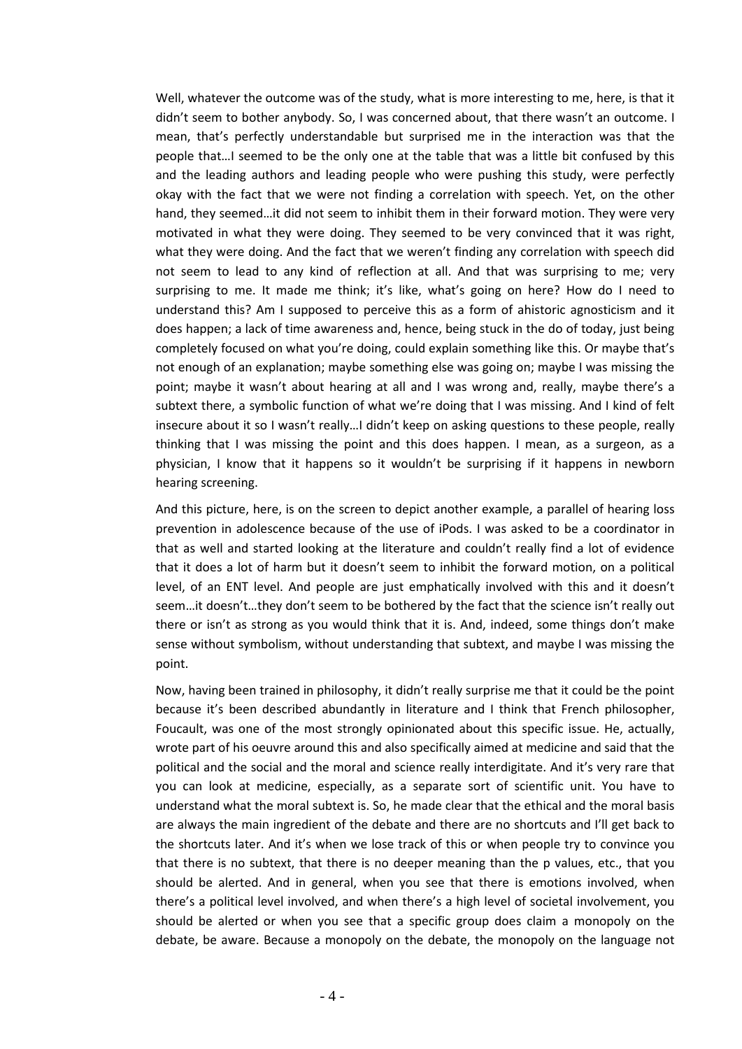Well, whatever the outcome was of the study, what is more interesting to me, here, is that it didn't seem to bother anybody. So, I was concerned about, that there wasn't an outcome. I mean, that's perfectly understandable but surprised me in the interaction was that the people that…I seemed to be the only one at the table that was a little bit confused by this and the leading authors and leading people who were pushing this study, were perfectly okay with the fact that we were not finding a correlation with speech. Yet, on the other hand, they seemed…it did not seem to inhibit them in their forward motion. They were very motivated in what they were doing. They seemed to be very convinced that it was right, what they were doing. And the fact that we weren't finding any correlation with speech did not seem to lead to any kind of reflection at all. And that was surprising to me; very surprising to me. It made me think; it's like, what's going on here? How do I need to understand this? Am I supposed to perceive this as a form of ahistoric agnosticism and it does happen; a lack of time awareness and, hence, being stuck in the do of today, just being completely focused on what you're doing, could explain something like this. Or maybe that's not enough of an explanation; maybe something else was going on; maybe I was missing the point; maybe it wasn't about hearing at all and I was wrong and, really, maybe there's a subtext there, a symbolic function of what we're doing that I was missing. And I kind of felt insecure about it so I wasn't really…I didn't keep on asking questions to these people, really thinking that I was missing the point and this does happen. I mean, as a surgeon, as a physician, I know that it happens so it wouldn't be surprising if it happens in newborn hearing screening.

And this picture, here, is on the screen to depict another example, a parallel of hearing loss prevention in adolescence because of the use of iPods. I was asked to be a coordinator in that as well and started looking at the literature and couldn't really find a lot of evidence that it does a lot of harm but it doesn't seem to inhibit the forward motion, on a political level, of an ENT level. And people are just emphatically involved with this and it doesn't seem…it doesn't…they don't seem to be bothered by the fact that the science isn't really out there or isn't as strong as you would think that it is. And, indeed, some things don't make sense without symbolism, without understanding that subtext, and maybe I was missing the point.

Now, having been trained in philosophy, it didn't really surprise me that it could be the point because it's been described abundantly in literature and I think that French philosopher, Foucault, was one of the most strongly opinionated about this specific issue. He, actually, wrote part of his oeuvre around this and also specifically aimed at medicine and said that the political and the social and the moral and science really interdigitate. And it's very rare that you can look at medicine, especially, as a separate sort of scientific unit. You have to understand what the moral subtext is. So, he made clear that the ethical and the moral basis are always the main ingredient of the debate and there are no shortcuts and I'll get back to the shortcuts later. And it's when we lose track of this or when people try to convince you that there is no subtext, that there is no deeper meaning than the p values, etc., that you should be alerted. And in general, when you see that there is emotions involved, when there's a political level involved, and when there's a high level of societal involvement, you should be alerted or when you see that a specific group does claim a monopoly on the debate, be aware. Because a monopoly on the debate, the monopoly on the language not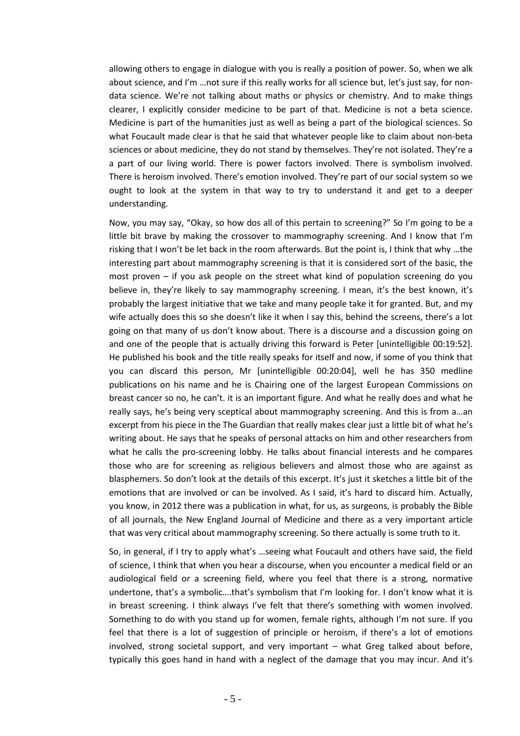allowing others to engage in dialogue with you is really a position of power. So, when we alk about science, and I'm …not sure if this really works for all science but, let's just say, for non-data science. We're not talking about maths or physics or chemistry. And to make things clearer, I explicitly consider medicine to be part of that. Medicine is not a beta science. Medicine is part of the humanities just as well as being a part of the biological sciences. So what Foucault made clear is that he said that whatever people like to claim about non-beta sciences or about medicine, they do not stand by themselves. They're not isolated. They're a a part of our living world. There is power factors involved. There is symbolism involved. There is heroism involved. There's emotion involved. They're part of our social system so we ought to look at the system in that way to try to understand it and get to a deeper understanding.

Now, you may say, "Okay, so how dos all of this pertain to screening?" So I'm going to be a little bit brave by making the crossover to mammography screening. And I know that I'm risking that I won't be let back in the room afterwards. But the point is, I think that why …the interesting part about mammography screening is that it is considered sort of the basic, the most proven – if you ask people on the street what kind of population screening do you believe in, they're likely to say mammography screening. I mean, it's the best known, it's probably the largest initiative that we take and many people take it for granted. But, and my wife actually does this so she doesn't like it when I say this, behind the screens, there's a lot going on that many of us don't know about. There is a discourse and a discussion going on and one of the people that is actually driving this forward is Peter [unintelligible 00:19:52]. He published his book and the title really speaks for itself and now, if some of you think that you can discard this person, Mr [unintelligible 00:20:04], well he has 350 medline publications on his name and he is Chairing one of the largest European Commissions on breast cancer so no, he can't. it is an important figure. And what he really does and what he really says, he's being very sceptical about mammography screening. And this is from a…an excerpt from his piece in the The Guardian that really makes clear just a little bit of what he's writing about. He says that he speaks of personal attacks on him and other researchers from what he calls the pro-screening lobby. He talks about financial interests and he compares those who are for screening as religious believers and almost those who are against as blasphemers. So don't look at the details of this excerpt. It's just it sketches a little bit of the emotions that are involved or can be involved. As I said, it's hard to discard him. Actually, you know, in 2012 there was a publication in what, for us, as surgeons, is probably the Bible of all journals, the New England Journal of Medicine and there as a very important article that was very critical about mammography screening. So there actually is some truth to it.

So, in general, if I try to apply what's …seeing what Foucault and others have said, the field of science, I think that when you hear a discourse, when you encounter a medical field or an audiological field or a screening field, where you feel that there is a strong, normative undertone, that's a symbolic….that's symbolism that I'm looking for. I don't know what it is in breast screening. I think always I've felt that there's something with women involved. Something to do with you stand up for women, female rights, although I'm not sure. If you feel that there is a lot of suggestion of principle or heroism, if there's a lot of emotions involved, strong societal support, and very important – what Greg talked about before, typically this goes hand in hand with a neglect of the damage that you may incur. And it's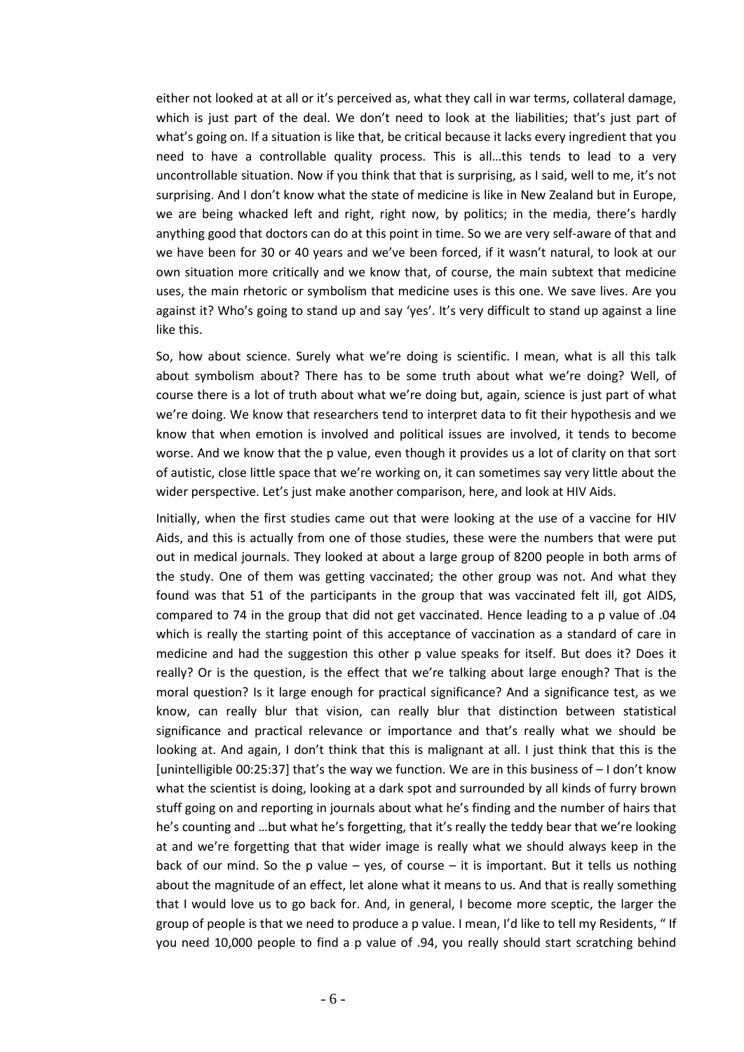either not looked at at all or it's perceived as, what they call in war terms, collateral damage, which is just part of the deal. We don't need to look at the liabilities; that's just part of what's going on. If a situation is like that, be critical because it lacks every ingredient that you need to have a controllable quality process. This is all…this tends to lead to a very uncontrollable situation. Now if you think that that is surprising, as I said, well to me, it's not surprising. And I don't know what the state of medicine is like in New Zealand but in Europe, we are being whacked left and right, right now, by politics; in the media, there's hardly anything good that doctors can do at this point in time. So we are very self-aware of that and we have been for 30 or 40 years and we've been forced, if it wasn't natural, to look at our own situation more critically and we know that, of course, the main subtext that medicine uses, the main rhetoric or symbolism that medicine uses is this one. We save lives. Are you against it? Who's going to stand up and say 'yes'. It's very difficult to stand up against a line like this.

So, how about science. Surely what we're doing is scientific. I mean, what is all this talk about symbolism about? There has to be some truth about what we're doing? Well, of course there is a lot of truth about what we're doing but, again, science is just part of what we're doing. We know that researchers tend to interpret data to fit their hypothesis and we know that when emotion is involved and political issues are involved, it tends to become worse. And we know that the p value, even though it provides us a lot of clarity on that sort of autistic, close little space that we're working on, it can sometimes say very little about the wider perspective. Let's just make another comparison, here, and look at HIV Aids.

Initially, when the first studies came out that were looking at the use of a vaccine for HIV Aids, and this is actually from one of those studies, these were the numbers that were put out in medical journals. They looked at about a large group of 8200 people in both arms of the study. One of them was getting vaccinated; the other group was not. And what they found was that 51 of the participants in the group that was vaccinated felt ill, got AIDS, compared to 74 in the group that did not get vaccinated. Hence leading to a p value of .04 which is really the starting point of this acceptance of vaccination as a standard of care in medicine and had the suggestion this other p value speaks for itself. But does it? Does it really? Or is the question, is the effect that we're talking about large enough? That is the moral question? Is it large enough for practical significance? And a significance test, as we know, can really blur that vision, can really blur that distinction between statistical significance and practical relevance or importance and that's really what we should be looking at. And again, I don't think that this is malignant at all. I just think that this is the [unintelligible 00:25:37] that's the way we function. We are in this business of – I don't know what the scientist is doing, looking at a dark spot and surrounded by all kinds of furry brown stuff going on and reporting in journals about what he's finding and the number of hairs that he's counting and …but what he's forgetting, that it's really the teddy bear that we're looking at and we're forgetting that that wider image is really what we should always keep in the back of our mind. So the p value – yes, of course – it is important. But it tells us nothing about the magnitude of an effect, let alone what it means to us. And that is really something that I would love us to go back for. And, in general, I become more sceptic, the larger the group of people is that we need to produce a p value. I mean, I'd like to tell my Residents, " If you need 10,000 people to find a p value of .94, you really should start scratching behind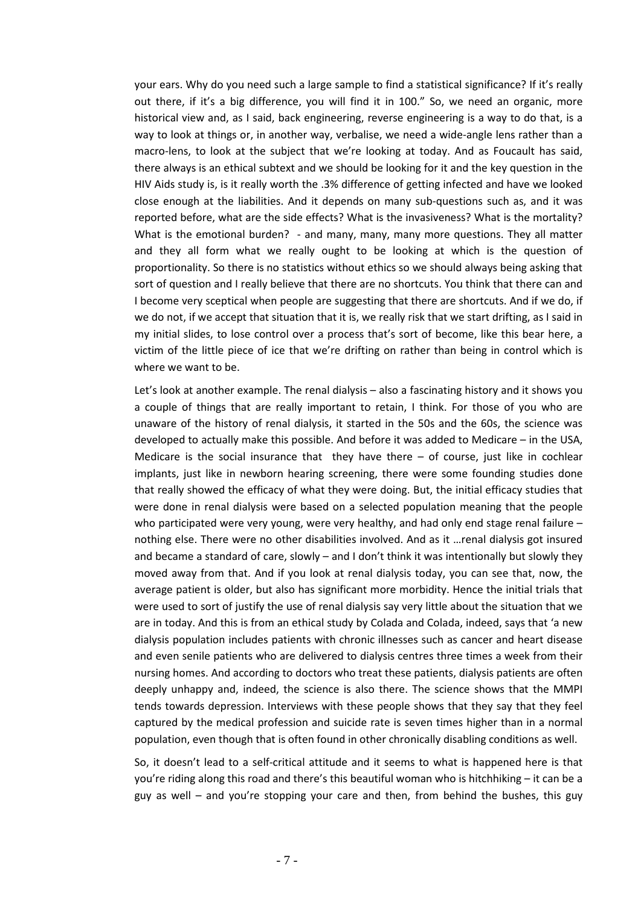your ears. Why do you need such a large sample to find a statistical significance? If it's really out there, if it's a big difference, you will find it in 100." So, we need an organic, more historical view and, as I said, back engineering, reverse engineering is a way to do that, is a way to look at things or, in another way, verbalise, we need a wide-angle lens rather than a macro-lens, to look at the subject that we're looking at today. And as Foucault has said, there always is an ethical subtext and we should be looking for it and the key question in the HIV Aids study is, is it really worth the .3% difference of getting infected and have we looked close enough at the liabilities. And it depends on many sub-questions such as, and it was reported before, what are the side effects? What is the invasiveness? What is the mortality? What is the emotional burden? - and many, many, many more questions. They all matter and they all form what we really ought to be looking at which is the question of proportionality. So there is no statistics without ethics so we should always being asking that sort of question and I really believe that there are no shortcuts. You think that there can and I become very sceptical when people are suggesting that there are shortcuts. And if we do, if we do not, if we accept that situation that it is, we really risk that we start drifting, as I said in my initial slides, to lose control over a process that's sort of become, like this bear here, a victim of the little piece of ice that we're drifting on rather than being in control which is where we want to be.

Let's look at another example. The renal dialysis – also a fascinating history and it shows you a couple of things that are really important to retain, I think. For those of you who are unaware of the history of renal dialysis, it started in the 50s and the 60s, the science was developed to actually make this possible. And before it was added to Medicare – in the USA, Medicare is the social insurance that they have there – of course, just like in cochlear implants, just like in newborn hearing screening, there were some founding studies done that really showed the efficacy of what they were doing. But, the initial efficacy studies that were done in renal dialysis were based on a selected population meaning that the people who participated were very young, were very healthy, and had only end stage renal failure – nothing else. There were no other disabilities involved. And as it …renal dialysis got insured and became a standard of care, slowly – and I don't think it was intentionally but slowly they moved away from that. And if you look at renal dialysis today, you can see that, now, the average patient is older, but also has significant more morbidity. Hence the initial trials that were used to sort of justify the use of renal dialysis say very little about the situation that we are in today. And this is from an ethical study by Colada and Colada, indeed, says that 'a new dialysis population includes patients with chronic illnesses such as cancer and heart disease and even senile patients who are delivered to dialysis centres three times a week from their nursing homes. And according to doctors who treat these patients, dialysis patients are often deeply unhappy and, indeed, the science is also there. The science shows that the MMPI tends towards depression. Interviews with these people shows that they say that they feel captured by the medical profession and suicide rate is seven times higher than in a normal population, even though that is often found in other chronically disabling conditions as well.

So, it doesn't lead to a self-critical attitude and it seems to what is happened here is that you're riding along this road and there's this beautiful woman who is hitchhiking – it can be a guy as well – and you're stopping your care and then, from behind the bushes, this guy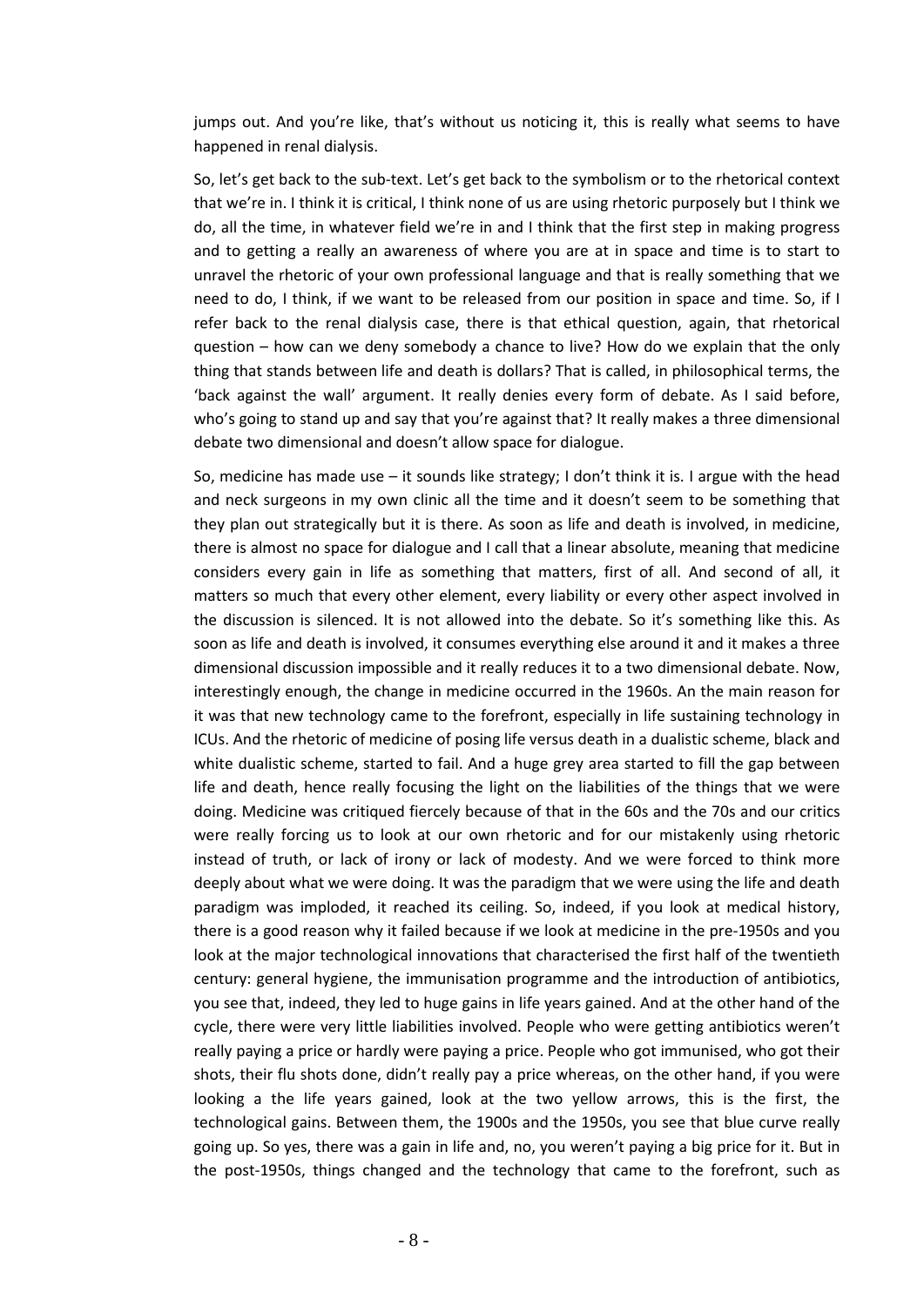jumps out. And you're like, that's without us noticing it, this is really what seems to have happened in renal dialysis.

So, let's get back to the sub-text. Let's get back to the symbolism or to the rhetorical context that we're in. I think it is critical, I think none of us are using rhetoric purposely but I think we do, all the time, in whatever field we're in and I think that the first step in making progress and to getting a really an awareness of where you are at in space and time is to start to unravel the rhetoric of your own professional language and that is really something that we need to do, I think, if we want to be released from our position in space and time. So, if I refer back to the renal dialysis case, there is that ethical question, again, that rhetorical question – how can we deny somebody a chance to live? How do we explain that the only thing that stands between life and death is dollars? That is called, in philosophical terms, the 'back against the wall' argument. It really denies every form of debate. As I said before, who's going to stand up and say that you're against that? It really makes a three dimensional debate two dimensional and doesn't allow space for dialogue.

So, medicine has made use – it sounds like strategy; I don't think it is. I argue with the head and neck surgeons in my own clinic all the time and it doesn't seem to be something that they plan out strategically but it is there. As soon as life and death is involved, in medicine, there is almost no space for dialogue and I call that a linear absolute, meaning that medicine considers every gain in life as something that matters, first of all. And second of all, it matters so much that every other element, every liability or every other aspect involved in the discussion is silenced. It is not allowed into the debate. So it's something like this. As soon as life and death is involved, it consumes everything else around it and it makes a three dimensional discussion impossible and it really reduces it to a two dimensional debate. Now, interestingly enough, the change in medicine occurred in the 1960s. An the main reason for it was that new technology came to the forefront, especially in life sustaining technology in ICUs. And the rhetoric of medicine of posing life versus death in a dualistic scheme, black and white dualistic scheme, started to fail. And a huge grey area started to fill the gap between life and death, hence really focusing the light on the liabilities of the things that we were doing. Medicine was critiqued fiercely because of that in the 60s and the 70s and our critics were really forcing us to look at our own rhetoric and for our mistakenly using rhetoric instead of truth, or lack of irony or lack of modesty. And we were forced to think more deeply about what we were doing. It was the paradigm that we were using the life and death paradigm was imploded, it reached its ceiling. So, indeed, if you look at medical history, there is a good reason why it failed because if we look at medicine in the pre-1950s and you look at the major technological innovations that characterised the first half of the twentieth century: general hygiene, the immunisation programme and the introduction of antibiotics, you see that, indeed, they led to huge gains in life years gained. And at the other hand of the cycle, there were very little liabilities involved. People who were getting antibiotics weren't really paying a price or hardly were paying a price. People who got immunised, who got their shots, their flu shots done, didn't really pay a price whereas, on the other hand, if you were looking a the life years gained, look at the two yellow arrows, this is the first, the technological gains. Between them, the 1900s and the 1950s, you see that blue curve really going up. So yes, there was a gain in life and, no, you weren't paying a big price for it. But in the post-1950s, things changed and the technology that came to the forefront, such as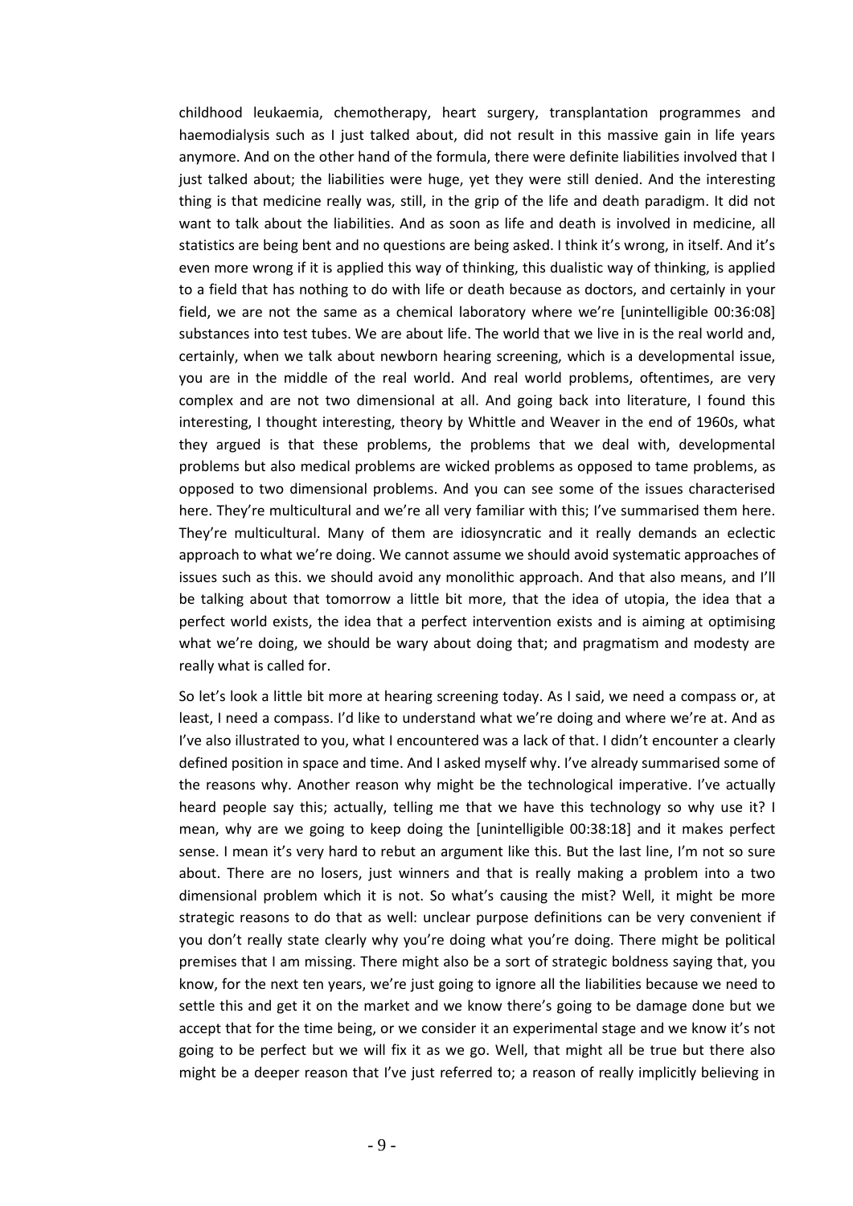childhood leukaemia, chemotherapy, heart surgery, transplantation programmes and haemodialysis such as I just talked about, did not result in this massive gain in life years anymore. And on the other hand of the formula, there were definite liabilities involved that I just talked about; the liabilities were huge, yet they were still denied. And the interesting thing is that medicine really was, still, in the grip of the life and death paradigm. It did not want to talk about the liabilities. And as soon as life and death is involved in medicine, all statistics are being bent and no questions are being asked. I think it's wrong, in itself. And it's even more wrong if it is applied this way of thinking, this dualistic way of thinking, is applied to a field that has nothing to do with life or death because as doctors, and certainly in your field, we are not the same as a chemical laboratory where we're [unintelligible 00:36:08] substances into test tubes. We are about life. The world that we live in is the real world and, certainly, when we talk about newborn hearing screening, which is a developmental issue, you are in the middle of the real world. And real world problems, oftentimes, are very complex and are not two dimensional at all. And going back into literature, I found this interesting, I thought interesting, theory by Whittle and Weaver in the end of 1960s, what they argued is that these problems, the problems that we deal with, developmental problems but also medical problems are wicked problems as opposed to tame problems, as opposed to two dimensional problems. And you can see some of the issues characterised here. They're multicultural and we're all very familiar with this; I've summarised them here. They're multicultural. Many of them are idiosyncratic and it really demands an eclectic approach to what we're doing. We cannot assume we should avoid systematic approaches of issues such as this. we should avoid any monolithic approach. And that also means, and I'll be talking about that tomorrow a little bit more, that the idea of utopia, the idea that a perfect world exists, the idea that a perfect intervention exists and is aiming at optimising what we're doing, we should be wary about doing that; and pragmatism and modesty are really what is called for.

So let's look a little bit more at hearing screening today. As I said, we need a compass or, at least, I need a compass. I'd like to understand what we're doing and where we're at. And as I've also illustrated to you, what I encountered was a lack of that. I didn't encounter a clearly defined position in space and time. And I asked myself why. I've already summarised some of the reasons why. Another reason why might be the technological imperative. I've actually heard people say this; actually, telling me that we have this technology so why use it? I mean, why are we going to keep doing the [unintelligible 00:38:18] and it makes perfect sense. I mean it's very hard to rebut an argument like this. But the last line, I'm not so sure about. There are no losers, just winners and that is really making a problem into a two dimensional problem which it is not. So what's causing the mist? Well, it might be more strategic reasons to do that as well: unclear purpose definitions can be very convenient if you don't really state clearly why you're doing what you're doing. There might be political premises that I am missing. There might also be a sort of strategic boldness saying that, you know, for the next ten years, we're just going to ignore all the liabilities because we need to settle this and get it on the market and we know there's going to be damage done but we accept that for the time being, or we consider it an experimental stage and we know it's not going to be perfect but we will fix it as we go. Well, that might all be true but there also might be a deeper reason that I've just referred to; a reason of really implicitly believing in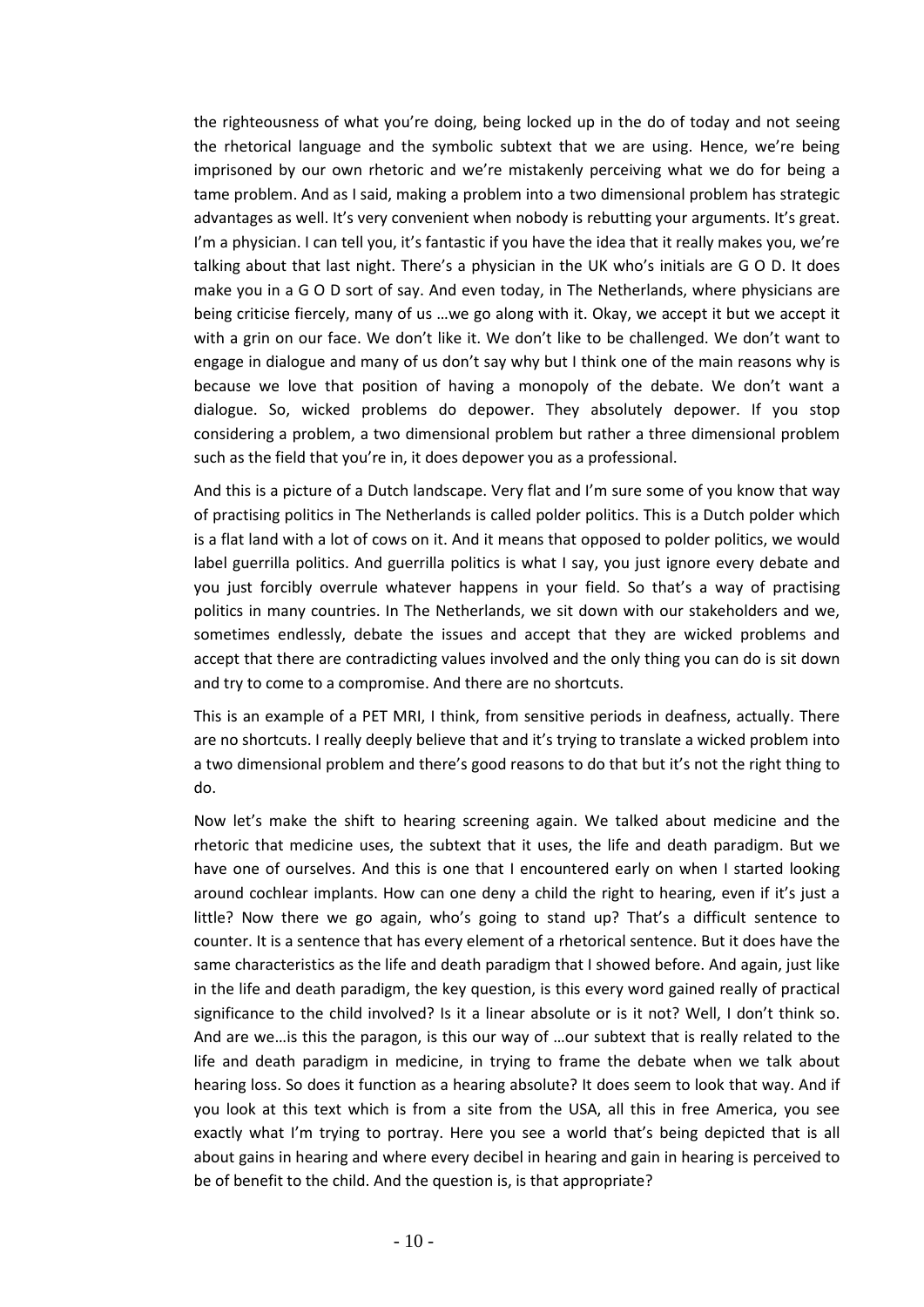the righteousness of what you're doing, being locked up in the do of today and not seeing the rhetorical language and the symbolic subtext that we are using. Hence, we're being imprisoned by our own rhetoric and we're mistakenly perceiving what we do for being a tame problem. And as I said, making a problem into a two dimensional problem has strategic advantages as well. It's very convenient when nobody is rebutting your arguments. It's great. I'm a physician. I can tell you, it's fantastic if you have the idea that it really makes you, we're talking about that last night. There's a physician in the UK who's initials are G O D. It does make you in a G O D sort of say. And even today, in The Netherlands, where physicians are being criticise fiercely, many of us …we go along with it. Okay, we accept it but we accept it with a grin on our face. We don't like it. We don't like to be challenged. We don't want to engage in dialogue and many of us don't say why but I think one of the main reasons why is because we love that position of having a monopoly of the debate. We don't want a dialogue. So, wicked problems do depower. They absolutely depower. If you stop considering a problem, a two dimensional problem but rather a three dimensional problem such as the field that you're in, it does depower you as a professional.

And this is a picture of a Dutch landscape. Very flat and I'm sure some of you know that way of practising politics in The Netherlands is called polder politics. This is a Dutch polder which is a flat land with a lot of cows on it. And it means that opposed to polder politics, we would label guerrilla politics. And guerrilla politics is what I say, you just ignore every debate and you just forcibly overrule whatever happens in your field. So that's a way of practising politics in many countries. In The Netherlands, we sit down with our stakeholders and we, sometimes endlessly, debate the issues and accept that they are wicked problems and accept that there are contradicting values involved and the only thing you can do is sit down and try to come to a compromise. And there are no shortcuts.

This is an example of a PET MRI, I think, from sensitive periods in deafness, actually. There are no shortcuts. I really deeply believe that and it's trying to translate a wicked problem into a two dimensional problem and there's good reasons to do that but it's not the right thing to do.

Now let's make the shift to hearing screening again. We talked about medicine and the rhetoric that medicine uses, the subtext that it uses, the life and death paradigm. But we have one of ourselves. And this is one that I encountered early on when I started looking around cochlear implants. How can one deny a child the right to hearing, even if it's just a little? Now there we go again, who's going to stand up? That's a difficult sentence to counter. It is a sentence that has every element of a rhetorical sentence. But it does have the same characteristics as the life and death paradigm that I showed before. And again, just like in the life and death paradigm, the key question, is this every word gained really of practical significance to the child involved? Is it a linear absolute or is it not? Well, I don't think so. And are we…is this the paragon, is this our way of …our subtext that is really related to the life and death paradigm in medicine, in trying to frame the debate when we talk about hearing loss. So does it function as a hearing absolute? It does seem to look that way. And if you look at this text which is from a site from the USA, all this in free America, you see exactly what I'm trying to portray. Here you see a world that's being depicted that is all about gains in hearing and where every decibel in hearing and gain in hearing is perceived to be of benefit to the child. And the question is, is that appropriate?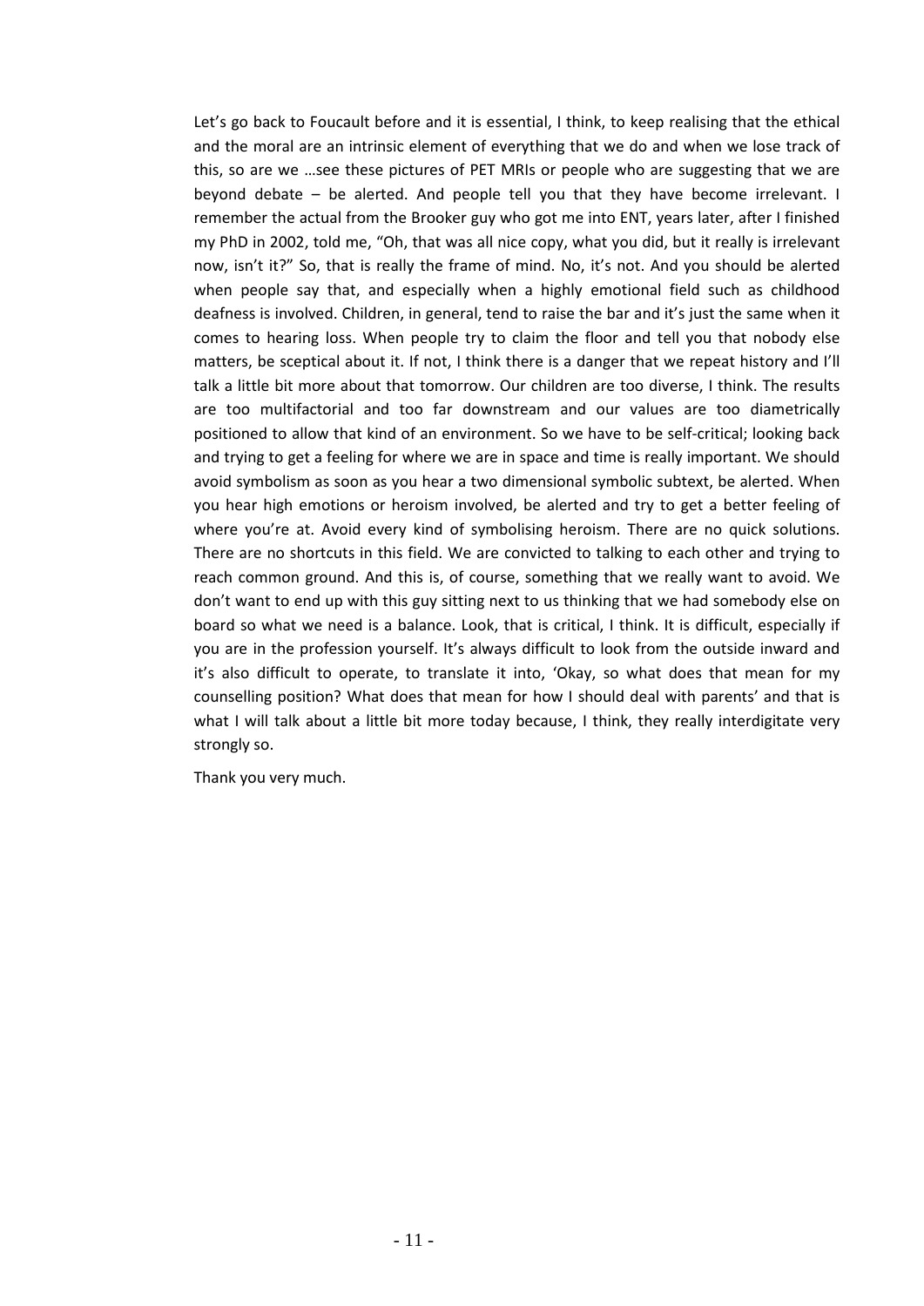Let's go back to Foucault before and it is essential, I think, to keep realising that the ethical and the moral are an intrinsic element of everything that we do and when we lose track of this, so are we …see these pictures of PET MRIs or people who are suggesting that we are beyond debate – be alerted. And people tell you that they have become irrelevant. I remember the actual from the Brooker guy who got me into ENT, years later, after I finished my PhD in 2002, told me, "Oh, that was all nice copy, what you did, but it really is irrelevant now, isn't it?" So, that is really the frame of mind. No, it's not. And you should be alerted when people say that, and especially when a highly emotional field such as childhood deafness is involved. Children, in general, tend to raise the bar and it's just the same when it comes to hearing loss. When people try to claim the floor and tell you that nobody else matters, be sceptical about it. If not, I think there is a danger that we repeat history and I'll talk a little bit more about that tomorrow. Our children are too diverse, I think. The results are too multifactorial and too far downstream and our values are too diametrically positioned to allow that kind of an environment. So we have to be self-critical; looking back and trying to get a feeling for where we are in space and time is really important. We should avoid symbolism as soon as you hear a two dimensional symbolic subtext, be alerted. When you hear high emotions or heroism involved, be alerted and try to get a better feeling of where you're at. Avoid every kind of symbolising heroism. There are no quick solutions. There are no shortcuts in this field. We are convicted to talking to each other and trying to reach common ground. And this is, of course, something that we really want to avoid. We don't want to end up with this guy sitting next to us thinking that we had somebody else on board so what we need is a balance. Look, that is critical, I think. It is difficult, especially if you are in the profession yourself. It's always difficult to look from the outside inward and it's also difficult to operate, to translate it into, 'Okay, so what does that mean for my counselling position? What does that mean for how I should deal with parents' and that is what I will talk about a little bit more today because, I think, they really interdigitate very strongly so.

Thank you very much.